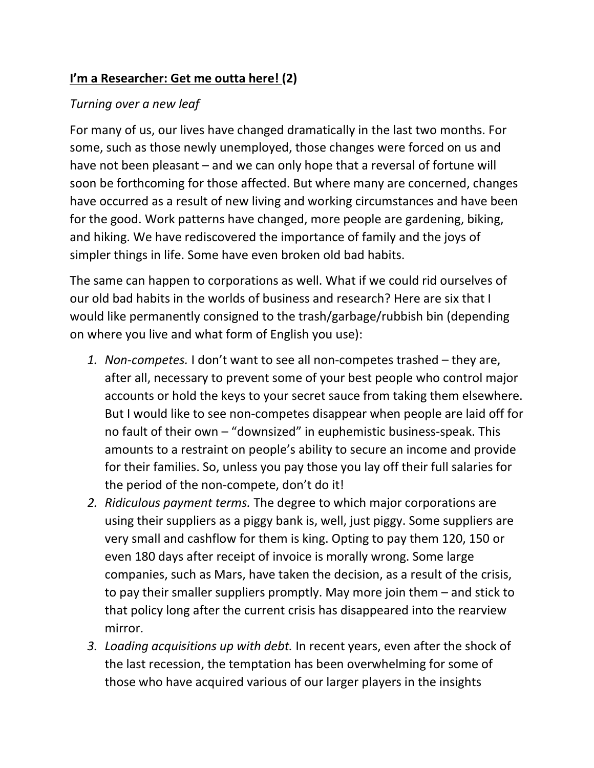**<u>I'm a Researcher: Get me outta here!</u> (2)**

*Turning over a new leaf*

For many of us, our lives have changed dramatically in the last two months. For some, such as those newly unemployed, those changes were forced on us and have not been pleasant – and we can only hope that a reversal of fortune will soon be forthcoming for those affected. But where many are concerned, changes have occurred as a result of new living and working circumstances and have been for the good. Work patterns have changed, more people are gardening, biking, and hiking. We have rediscovered the importance of family and the joys of simpler things in life. Some have even broken old bad habits.

The same can happen to corporations as well. What if we could rid ourselves of our old bad habits in the worlds of business and research? Here are six that I would like permanently consigned to the trash/garbage/rubbish bin (depending on where you live and what form of English you use):

1. *Non-competes.* I don't want to see all non-competes trashed – they are, after all, necessary to prevent some of your best people who control major accounts or hold the keys to your secret sauce from taking them elsewhere. But I would like to see non-competes disappear when people are laid off for no fault of their own – "downsized" in euphemistic business-speak. This amounts to a restraint on people's ability to secure an income and provide for their families. So, unless you pay those you lay off their full salaries for the period of the non-compete, don't do it!
2. *Ridiculous payment terms.* The degree to which major corporations are using their suppliers as a piggy bank is, well, just piggy. Some suppliers are very small and cashflow for them is king. Opting to pay them 120, 150 or even 180 days after receipt of invoice is morally wrong. Some large companies, such as Mars, have taken the decision, as a result of the crisis, to pay their smaller suppliers promptly. May more join them – and stick to that policy long after the current crisis has disappeared into the rearview mirror.
3. *Loading acquisitions up with debt.* In recent years, even after the shock of the last recession, the temptation has been overwhelming for some of those who have acquired various of our larger players in the insights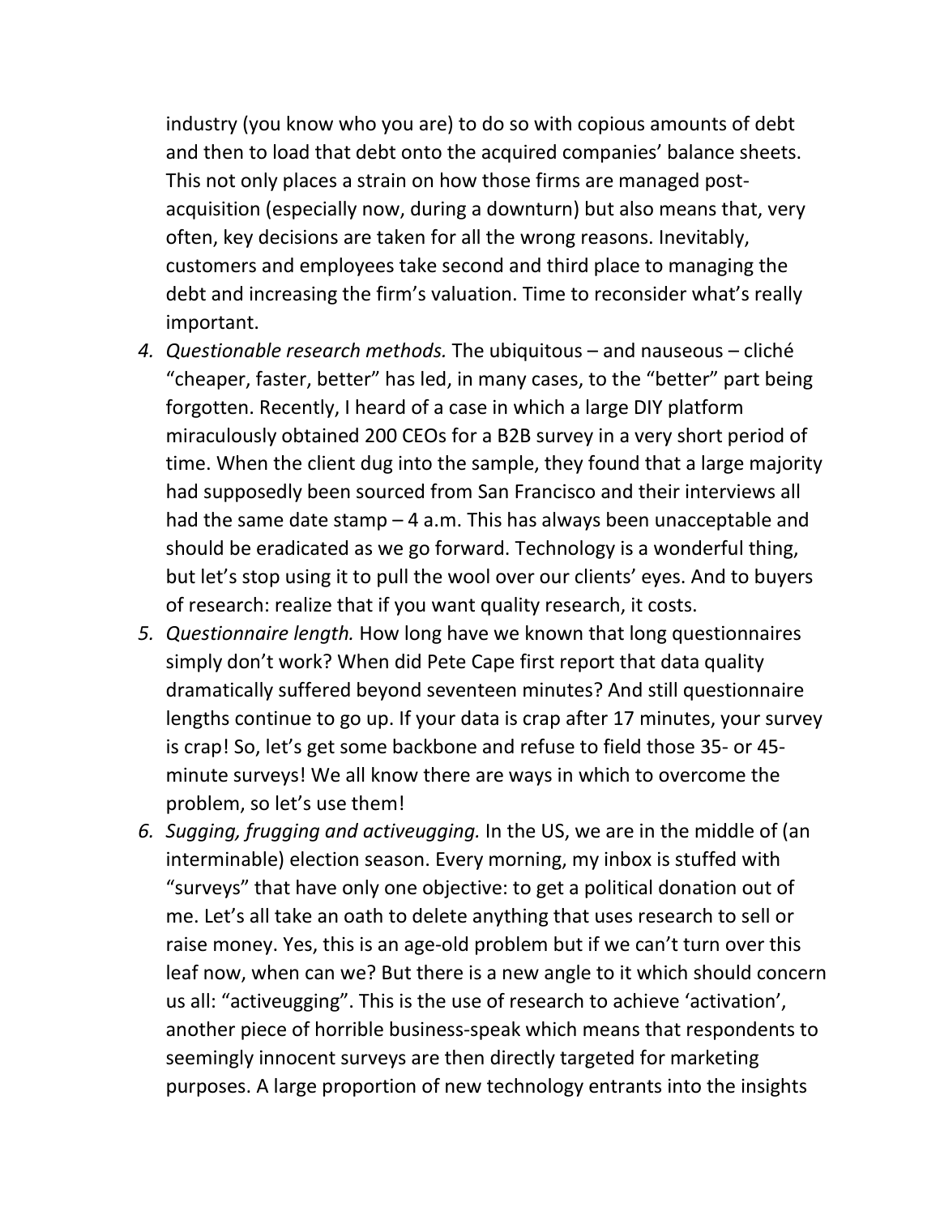industry (you know who you are) to do so with copious amounts of debt and then to load that debt onto the acquired companies' balance sheets. This not only places a strain on how those firms are managed post-acquisition (especially now, during a downturn) but also means that, very often, key decisions are taken for all the wrong reasons. Inevitably, customers and employees take second and third place to managing the debt and increasing the firm's valuation. Time to reconsider what's really important.

4. *Questionable research methods.* The ubiquitous – and nauseous – cliché "cheaper, faster, better" has led, in many cases, to the "better" part being forgotten. Recently, I heard of a case in which a large DIY platform miraculously obtained 200 CEOs for a B2B survey in a very short period of time. When the client dug into the sample, they found that a large majority had supposedly been sourced from San Francisco and their interviews all had the same date stamp – 4 a.m. This has always been unacceptable and should be eradicated as we go forward. Technology is a wonderful thing, but let's stop using it to pull the wool over our clients' eyes. And to buyers of research: realize that if you want quality research, it costs.
5. *Questionnaire length.* How long have we known that long questionnaires simply don't work? When did Pete Cape first report that data quality dramatically suffered beyond seventeen minutes? And still questionnaire lengths continue to go up. If your data is crap after 17 minutes, your survey is crap! So, let's get some backbone and refuse to field those 35- or 45-minute surveys! We all know there are ways in which to overcome the problem, so let's use them!
6. *Sugging, frugging and activeugging.* In the US, we are in the middle of (an interminable) election season. Every morning, my inbox is stuffed with "surveys" that have only one objective: to get a political donation out of me. Let's all take an oath to delete anything that uses research to sell or raise money. Yes, this is an age-old problem but if we can't turn over this leaf now, when can we? But there is a new angle to it which should concern us all: "activeugging". This is the use of research to achieve 'activation', another piece of horrible business-speak which means that respondents to seemingly innocent surveys are then directly targeted for marketing purposes. A large proportion of new technology entrants into the insights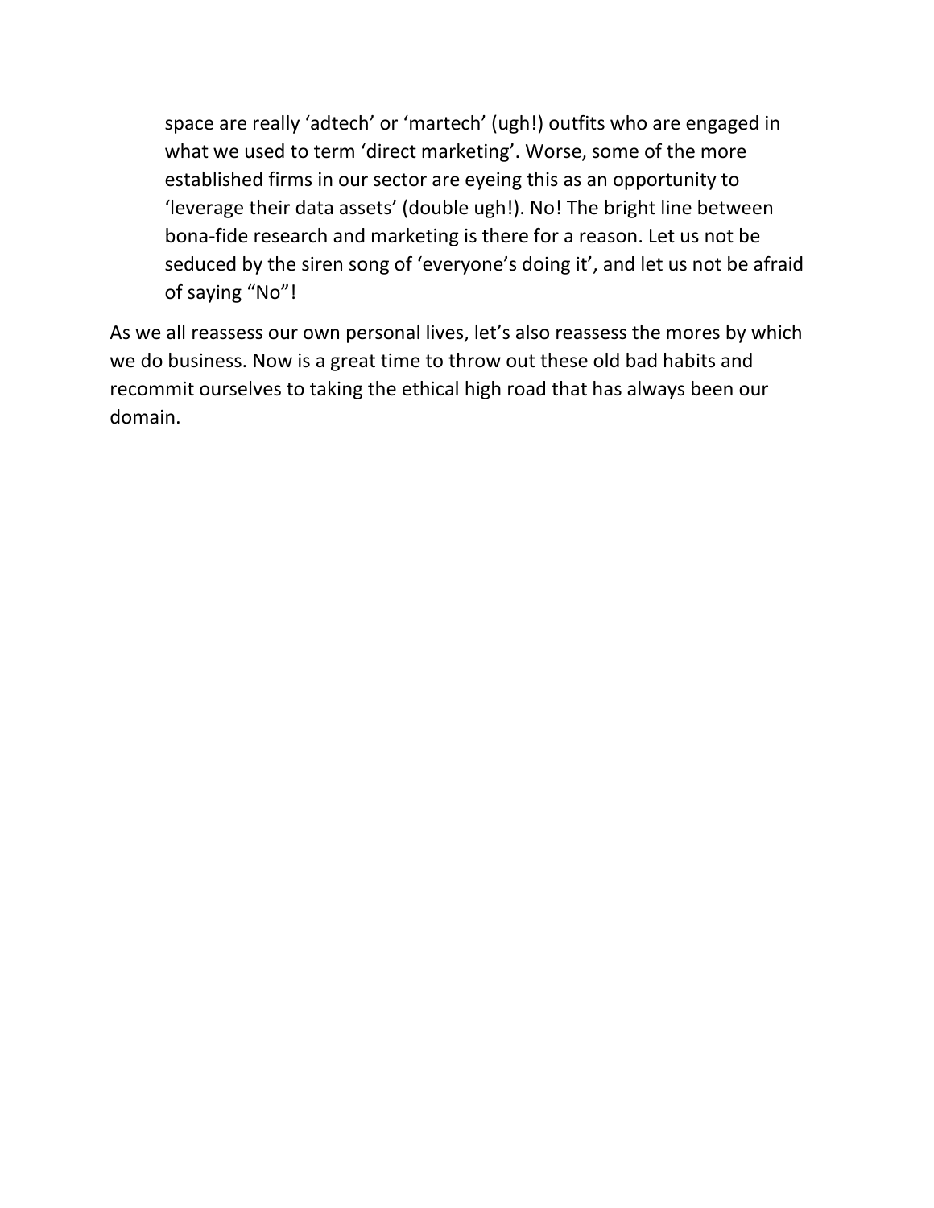> space are really 'adtech' or 'martech' (ugh!) outfits who are engaged in what we used to term 'direct marketing'. Worse, some of the more established firms in our sector are eyeing this as an opportunity to 'leverage their data assets' (double ugh!). No! The bright line between bona-fide research and marketing is there for a reason. Let us not be seduced by the siren song of 'everyone's doing it', and let us not be afraid of saying "No"!

As we all reassess our own personal lives, let's also reassess the mores by which we do business. Now is a great time to throw out these old bad habits and recommit ourselves to taking the ethical high road that has always been our domain.